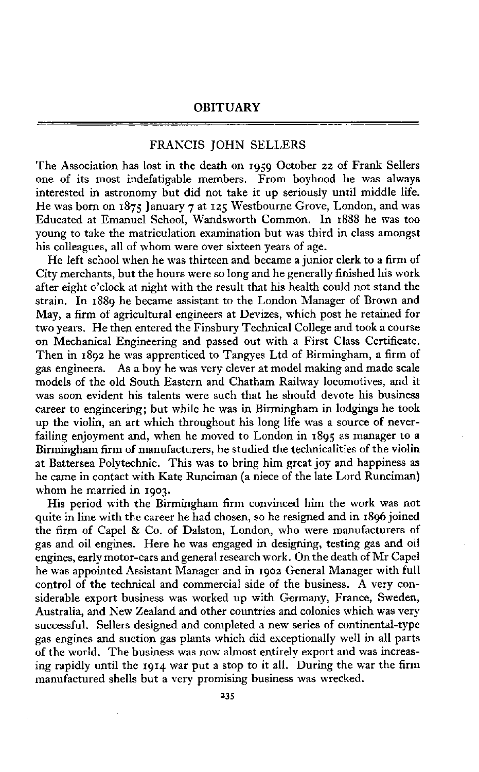# OBITUARY

## FRANCIS JOHN SELLERS

The Association has lost in the death on 1959 October 22 of Frank Sellers one of its most indefatigable members. From boyhood he was always interested in astronomy but did not take it up seriously until middle life. He was born on 1875 January 7 at 125 Westbourne Grove, London, and was Educated at Emanuel School, Wandsworth Common. In 1888 he was too young to take the matriculation examination but was third in class amongst his colleagues, all of whom were over sixteen years of age.

He left school when he was thirteen and became a junior clerk to a firm of City merchants, but the hours were so long and he generally finished his work after eight o'clock at night with the result that his health could not stand the strain. In 1889 he became assistant to the London Manager of Brown and May, a firm of agricultural engineers at Devizes, which post he retained for two years. He then entered the Finsbury Technical College and took a course on Mechanical Engineering and passed out with a First Class Certificate. Then in 1892 he was apprenticed to Tangyes Ltd of Birmingham, a firm of gas engineers. As a boy he was very clever at model making and made scale models of the old South Eastern and Chatham Railway locomotives, and it was soon evident his talents were such that he should devote his business career to engineering; but while he was in Birmingham in lodgings he took up the violin, an art which throughout his long life was a source of never-failing enjoyment and, when he moved to London in 1895 as manager to a Birmingham firm of manufacturers, he studied the technicalities of the violin at Battersea Polytechnic. This was to bring him great joy and happiness as he came in contact with Kate Runciman (a niece of the late Lord Runciman) whom he married in 1903.

His period with the Birmingham firm convinced him the work was not quite in line with the career he had chosen, so he resigned and in 1896 joined the firm of Capel & Co. of Dalston, London, who were manufacturers of gas and oil engines. Here he was engaged in designing, testing gas and oil engines, early motor-cars and general research work. On the death of Mr Capel he was appointed Assistant Manager and in 1902 General Manager with full control of the technical and commercial side of the business. A very considerable export business was worked up with Germany, France, Sweden, Australia, and New Zealand and other countries and colonies which was very successful. Sellers designed and completed a new series of continental-type gas engines and suction gas plants which did exceptionally well in all parts of the world. The business was now almost entirely export and was increasing rapidly until the 1914 war put a stop to it all. During the war the firm manufactured shells but a very promising business was wrecked.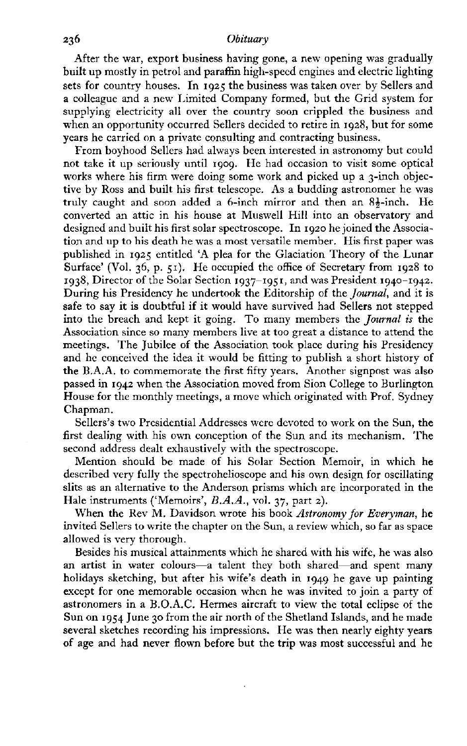After the war, export business having gone, a new opening was gradually built up mostly in petrol and paraffin high-speed engines and electric lighting sets for country houses. In 1925 the business was taken over by Sellers and a colleague and a new Limited Company formed, but the Grid system for supplying electricity all over the country soon crippled the business and when an opportunity occurred Sellers decided to retire in 1928, but for some years he carried on a private consulting and contracting business.

From boyhood Sellers had always been interested in astronomy but could not take it up seriously until 1909. He had occasion to visit some optical works where his firm were doing some work and picked up a 3-inch objective by Ross and built his first telescope. As a budding astronomer he was truly caught and soon added a 6-inch mirror and then an 8½-inch. He converted an attic in his house at Muswell Hill into an observatory and designed and built his first solar spectroscope. In 1920 he joined the Association and up to his death he was a most versatile member. His first paper was published in 1925 entitled 'A plea for the Glaciation Theory of the Lunar Surface' (Vol. 36, p. 51). He occupied the office of Secretary from 1928 to 1938, Director of the Solar Section 1937–1951, and was President 1940–1942. During his Presidency he undertook the Editorship of the *Journal*, and it is safe to say it is doubtful if it would have survived had Sellers not stepped into the breach and kept it going. To many members the *Journal is* the Association since so many members live at too great a distance to attend the meetings. The Jubilee of the Association took place during his Presidency and he conceived the idea it would be fitting to publish a short history of the B.A.A. to commemorate the first fifty years. Another signpost was also passed in 1942 when the Association moved from Sion College to Burlington House for the monthly meetings, a move which originated with Prof. Sydney Chapman.

Sellers's two Presidential Addresses were devoted to work on the Sun, the first dealing with his own conception of the Sun and its mechanism. The second address dealt exhaustively with the spectroscope.

Mention should be made of his Solar Section Memoir, in which he described very fully the spectrohelioscope and his own design for oscillating slits as an alternative to the Anderson prisms which are incorporated in the Hale instruments ('Memoirs', *B.A.A.*, vol. 37, part 2).

When the Rev M. Davidson wrote his book *Astronomy for Everyman*, he invited Sellers to write the chapter on the Sun, a review which, so far as space allowed is very thorough.

Besides his musical attainments which he shared with his wife, he was also an artist in water colours—a talent they both shared—and spent many holidays sketching, but after his wife's death in 1949 he gave up painting except for one memorable occasion when he was invited to join a party of astronomers in a B.O.A.C. Hermes aircraft to view the total eclipse of the Sun on 1954 June 30 from the air north of the Shetland Islands, and he made several sketches recording his impressions. He was then nearly eighty years of age and had never flown before but the trip was most successful and he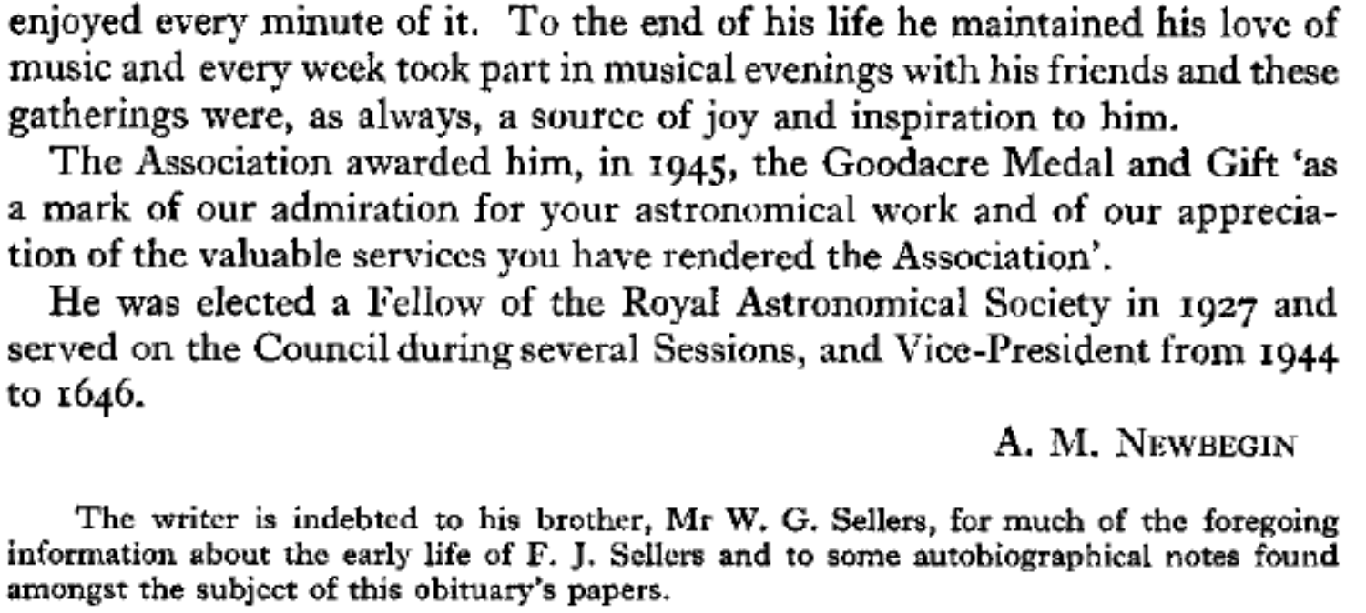enjoyed every minute of it. To the end of his life he maintained his love of music and every week took part in musical evenings with his friends and these gatherings were, as always, a source of joy and inspiration to him.

The Association awarded him, in 1945, the Goodacre Medal and Gift 'as a mark of our admiration for your astronomical work and of our appreciation of the valuable services you have rendered the Association'.

He was elected a Fellow of the Royal Astronomical Society in 1927 and served on the Council during several Sessions, and Vice-President from 1944 to 1646.

A. M. NEWBEGIN

The writer is indebted to his brother, Mr W. G. Sellers, for much of the foregoing information about the early life of F. J. Sellers and to some autobiographical notes found amongst the subject of this obituary's papers.